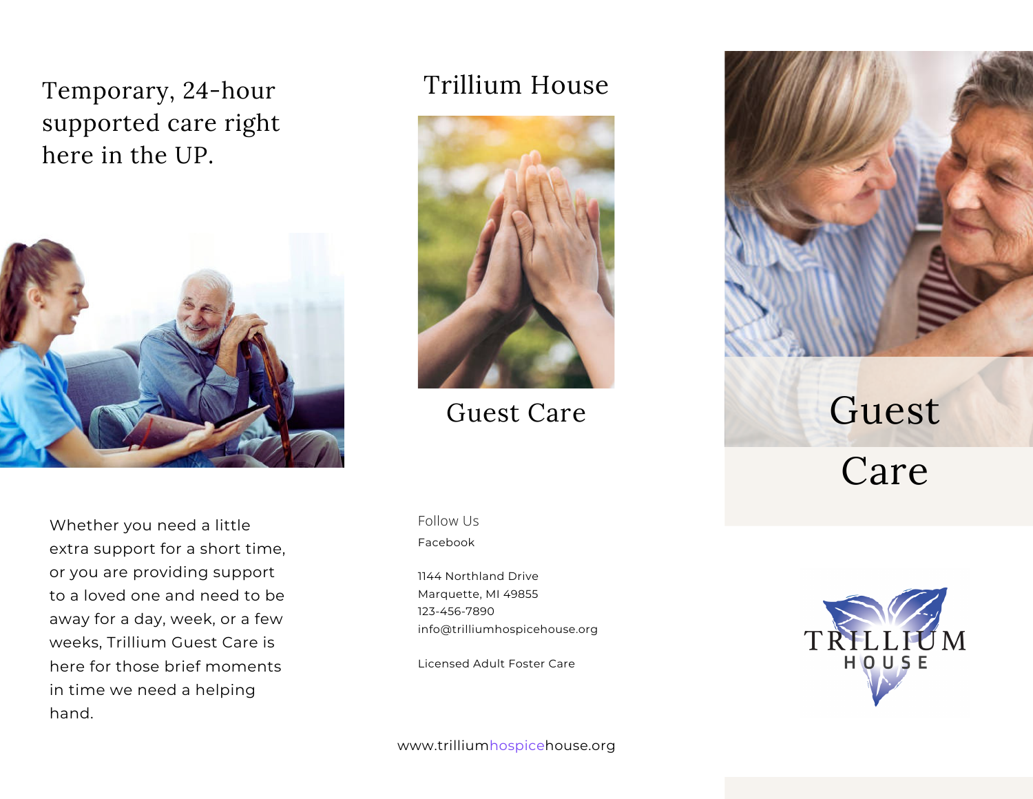Temporary, 24-hour supported care right here in the UP.

Whether you need a little extra support for a short time, or you are providing support to a loved one and need to be away for a day, week, or a few weeks, Trillium Guest Care is here for those brief moments in time we need a helping hand.

# Trillium House

## Guest Care

Follow Us

Facebook

1144 Northland Drive
Marquette, MI 49855
123-456-7890
info@trilliumhospicehouse.org

Licensed Adult Foster Care

www.trilliumhospicehouse.org

# Guest Care

TRILLIUM HOUSE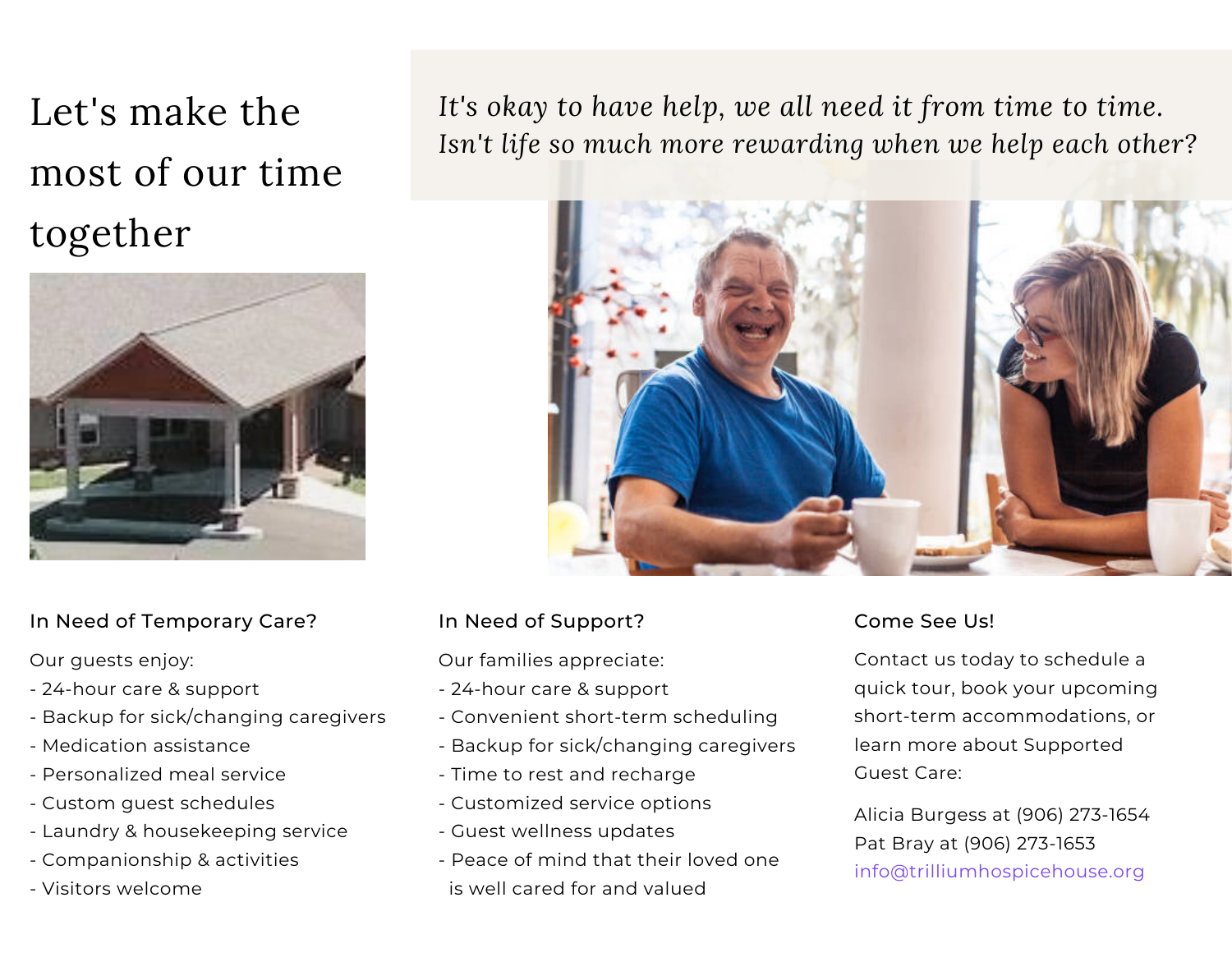# Let's make the most of our time together

*It's okay to have help, we all need it from time to time. Isn't life so much more rewarding when we help each other?*

### In Need of Temporary Care?

Our guests enjoy:

- 24-hour care & support
- Backup for sick/changing caregivers
- Medication assistance
- Personalized meal service
- Custom guest schedules
- Laundry & housekeeping service
- Companionship & activities
- Visitors welcome

### In Need of Support?

Our families appreciate:

- 24-hour care & support
- Convenient short-term scheduling
- Backup for sick/changing caregivers
- Time to rest and recharge
- Customized service options
- Guest wellness updates
- Peace of mind that their loved one is well cared for and valued

### Come See Us!

Contact us today to schedule a quick tour, book your upcoming short-term accommodations, or learn more about Supported Guest Care:

Alicia Burgess at (906) 273-1654
Pat Bray at (906) 273-1653
info@trilliumhospicehouse.org